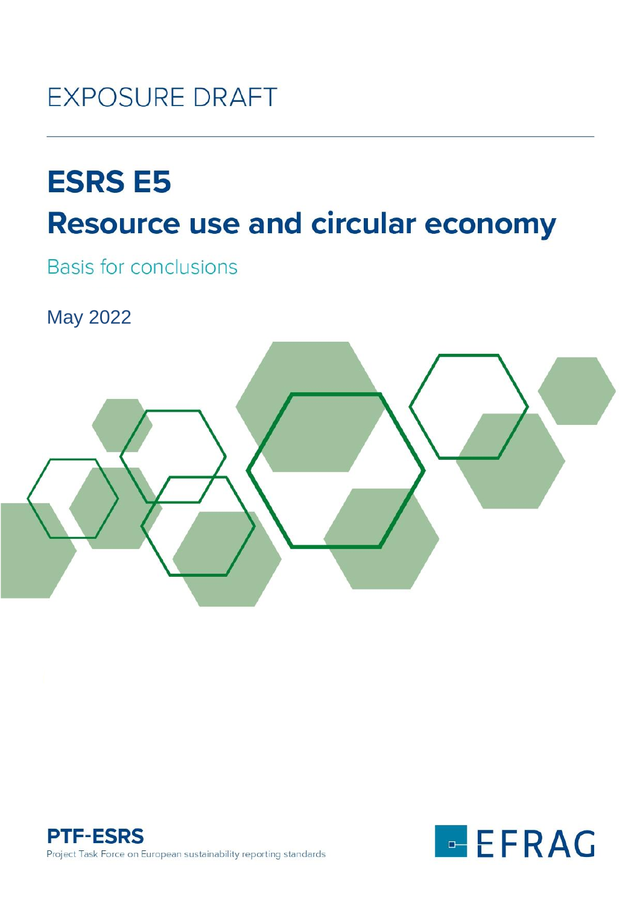EXPOSURE DRAFT

# ESRS E5

# Resource use and circular economy

Basis for conclusions

May 2022

**PTF-ESRS**

Project Task Force on European sustainability reporting standards

EFRAG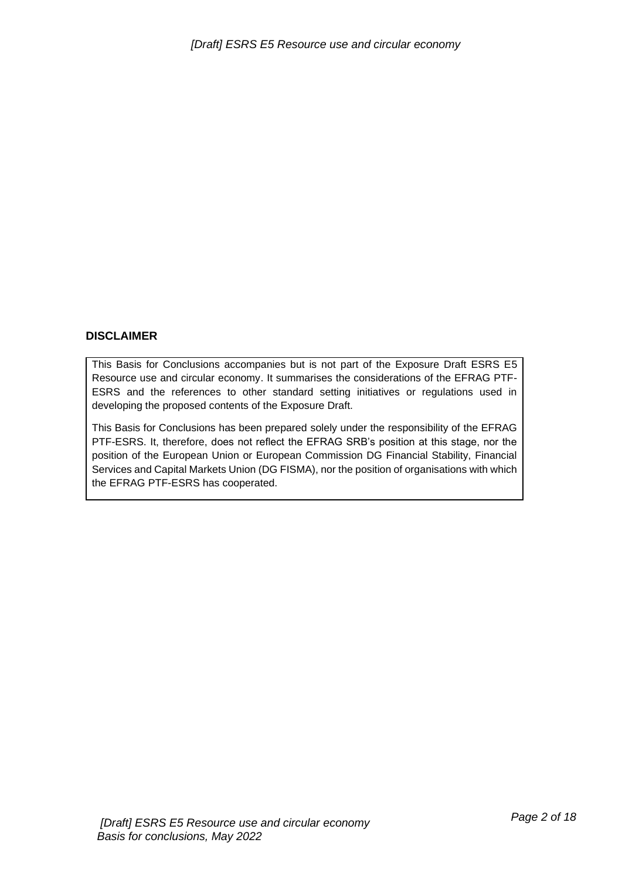## DISCLAIMER

This Basis for Conclusions accompanies but is not part of the Exposure Draft ESRS E5 Resource use and circular economy. It summarises the considerations of the EFRAG PTF-ESRS and the references to other standard setting initiatives or regulations used in developing the proposed contents of the Exposure Draft.

This Basis for Conclusions has been prepared solely under the responsibility of the EFRAG PTF-ESRS. It, therefore, does not reflect the EFRAG SRB's position at this stage, nor the position of the European Union or European Commission DG Financial Stability, Financial Services and Capital Markets Union (DG FISMA), nor the position of organisations with which the EFRAG PTF-ESRS has cooperated.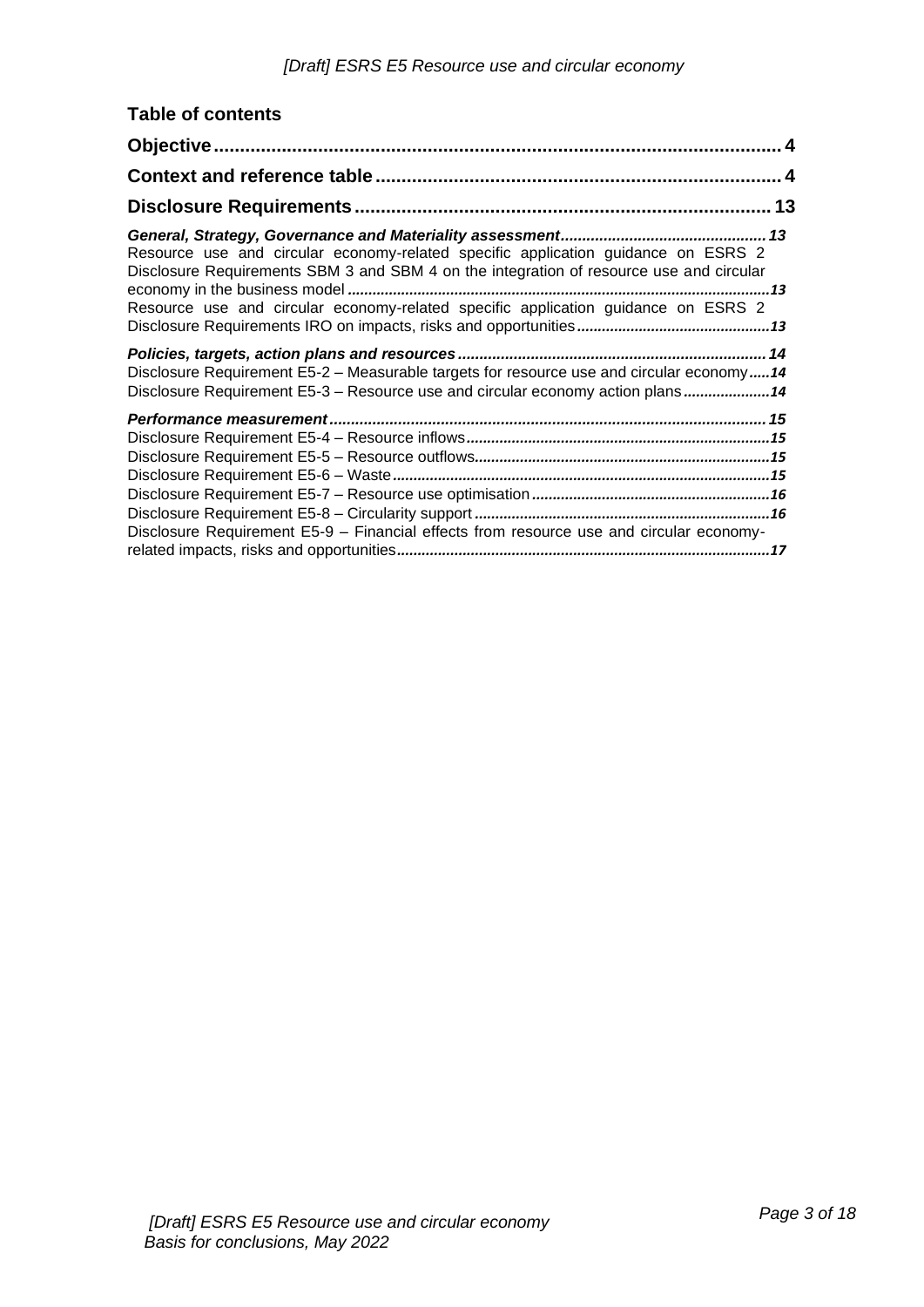## Table of contents

**Objective ........................................................................................................ 4**

**Context and reference table ............................................................................. 4**

**Disclosure Requirements ............................................................................... 13**

***General, Strategy, Governance and Materiality assessment ................................................ 13***

Resource use and circular economy-related specific application guidance on ESRS 2 Disclosure Requirements SBM 3 and SBM 4 on the integration of resource use and circular economy in the business model ..................................................................................................... 13

Resource use and circular economy-related specific application guidance on ESRS 2 Disclosure Requirements IRO on impacts, risks and opportunities .............................................. 13

***Policies, targets, action plans and resources ........................................................................ 14***

Disclosure Requirement E5-2 – Measurable targets for resource use and circular economy ..... 14

Disclosure Requirement E5-3 – Resource use and circular economy action plans ..................... 14

***Performance measurement ...................................................................................................... 15***

Disclosure Requirement E5-4 – Resource inflows ......................................................................... 15

Disclosure Requirement E5-5 – Resource outflows ....................................................................... 15

Disclosure Requirement E5-6 – Waste ........................................................................................... 15

Disclosure Requirement E5-7 – Resource use optimisation .......................................................... 16

Disclosure Requirement E5-8 – Circularity support ....................................................................... 16

Disclosure Requirement E5-9 – Financial effects from resource use and circular economy-related impacts, risks and opportunities ......................................................................................... 17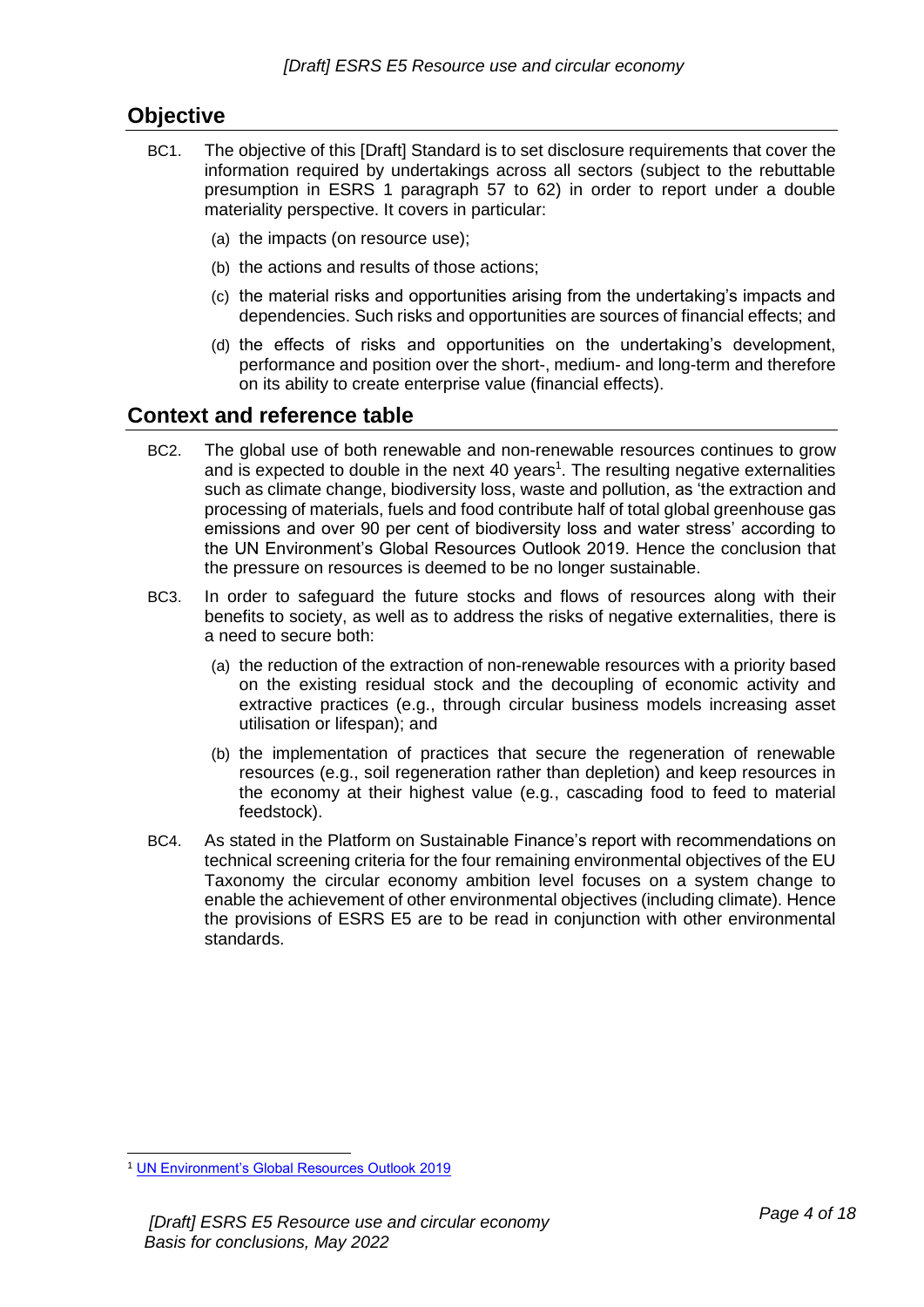## Objective

BC1. The objective of this [Draft] Standard is to set disclosure requirements that cover the information required by undertakings across all sectors (subject to the rebuttable presumption in ESRS 1 paragraph 57 to 62) in order to report under a double materiality perspective. It covers in particular:

(a) the impacts (on resource use);

(b) the actions and results of those actions;

(c) the material risks and opportunities arising from the undertaking's impacts and dependencies. Such risks and opportunities are sources of financial effects; and

(d) the effects of risks and opportunities on the undertaking's development, performance and position over the short-, medium- and long-term and therefore on its ability to create enterprise value (financial effects).

## Context and reference table

BC2. The global use of both renewable and non-renewable resources continues to grow and is expected to double in the next 40 years[1]. The resulting negative externalities such as climate change, biodiversity loss, waste and pollution, as 'the extraction and processing of materials, fuels and food contribute half of total global greenhouse gas emissions and over 90 per cent of biodiversity loss and water stress' according to the UN Environment's Global Resources Outlook 2019. Hence the conclusion that the pressure on resources is deemed to be no longer sustainable.

BC3. In order to safeguard the future stocks and flows of resources along with their benefits to society, as well as to address the risks of negative externalities, there is a need to secure both:

(a) the reduction of the extraction of non-renewable resources with a priority based on the existing residual stock and the decoupling of economic activity and extractive practices (e.g., through circular business models increasing asset utilisation or lifespan); and

(b) the implementation of practices that secure the regeneration of renewable resources (e.g., soil regeneration rather than depletion) and keep resources in the economy at their highest value (e.g., cascading food to feed to material feedstock).

BC4. As stated in the Platform on Sustainable Finance's report with recommendations on technical screening criteria for the four remaining environmental objectives of the EU Taxonomy the circular economy ambition level focuses on a system change to enable the achievement of other environmental objectives (including climate). Hence the provisions of ESRS E5 are to be read in conjunction with other environmental standards.

---

[1] UN Environment's Global Resources Outlook 2019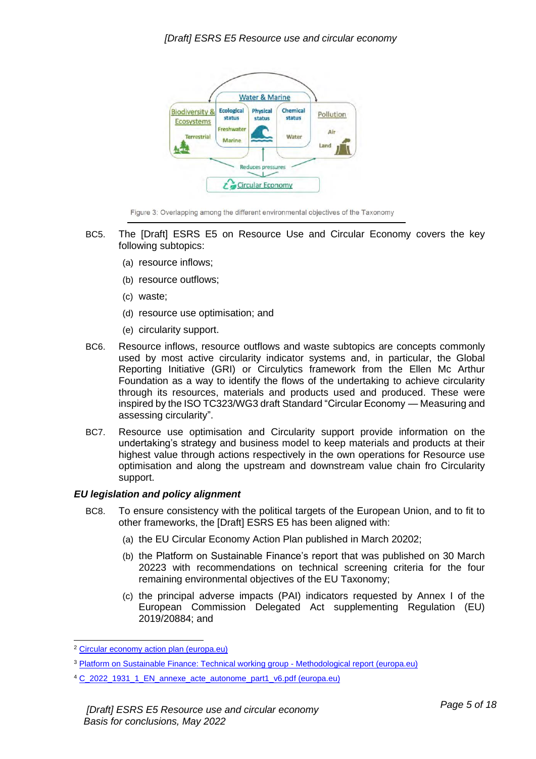Figure 3: Overlapping among the different environmental objectives of the Taxonomy

BC5. The [Draft] ESRS E5 on Resource Use and Circular Economy covers the key following subtopics:

(a) resource inflows;

(b) resource outflows;

(c) waste;

(d) resource use optimisation; and

(e) circularity support.

BC6. Resource inflows, resource outflows and waste subtopics are concepts commonly used by most active circularity indicator systems and, in particular, the Global Reporting Initiative (GRI) or Circulytics framework from the Ellen Mc Arthur Foundation as a way to identify the flows of the undertaking to achieve circularity through its resources, materials and products used and produced. These were inspired by the ISO TC323/WG3 draft Standard "Circular Economy — Measuring and assessing circularity".

BC7. Resource use optimisation and Circularity support provide information on the undertaking's strategy and business model to keep materials and products at their highest value through actions respectively in the own operations for Resource use optimisation and along the upstream and downstream value chain fro Circularity support.

### *EU legislation and policy alignment*

BC8. To ensure consistency with the political targets of the European Union, and to fit to other frameworks, the [Draft] ESRS E5 has been aligned with:

(a) the EU Circular Economy Action Plan published in March 2020[2];

(b) the Platform on Sustainable Finance's report that was published on 30 March 2022[3] with recommendations on technical screening criteria for the four remaining environmental objectives of the EU Taxonomy;

(c) the principal adverse impacts (PAI) indicators requested by Annex I of the European Commission Delegated Act supplementing Regulation (EU) 2019/2088[4]; and

---

[2] Circular economy action plan (europa.eu)

[3] Platform on Sustainable Finance: Technical working group - Methodological report (europa.eu)

[4] C_2022_1931_1_EN_annexe_acte_autonome_part1_v6.pdf (europa.eu)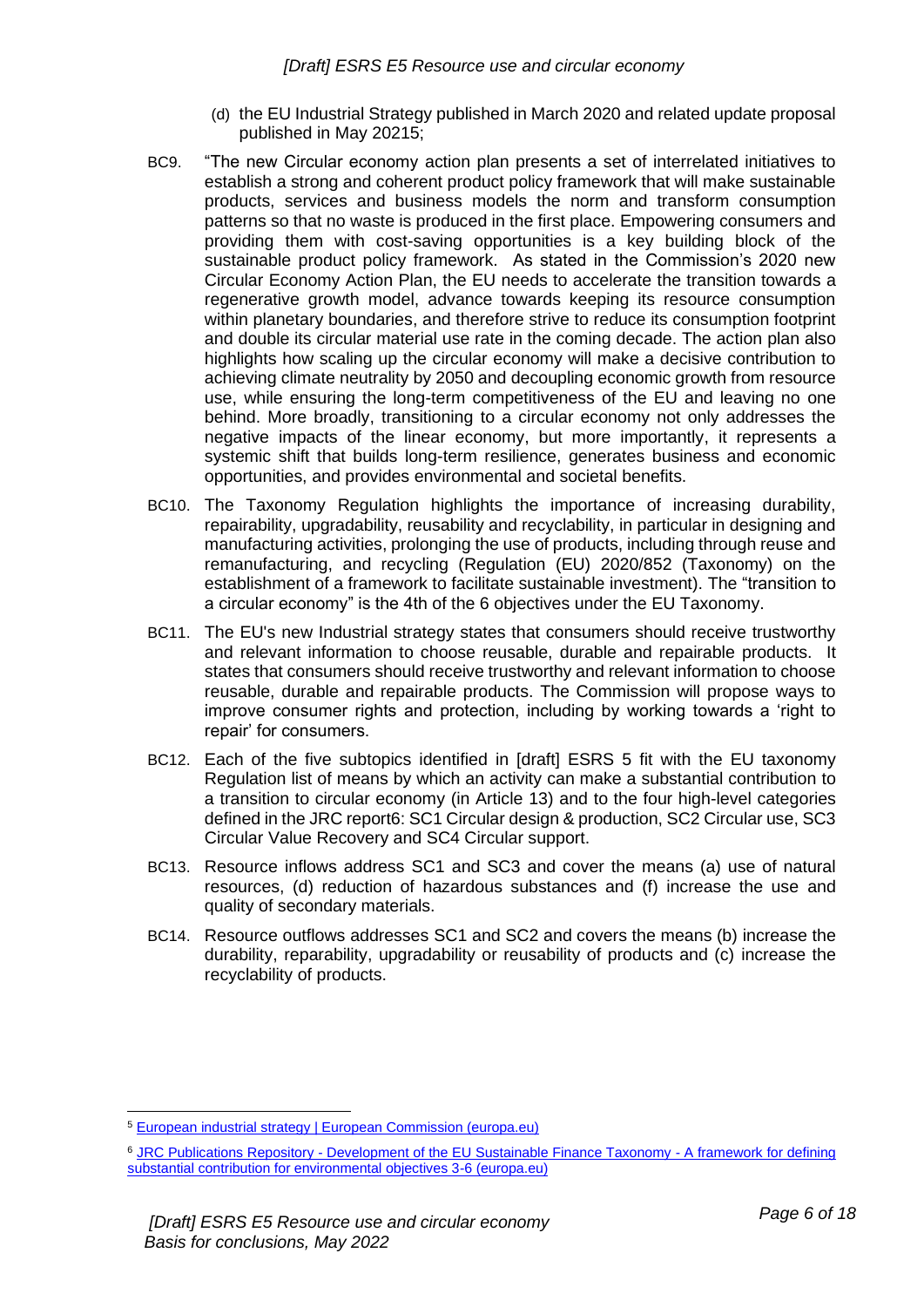(d) the EU Industrial Strategy published in March 2020 and related update proposal published in May 2021[5];

BC9. “The new Circular economy action plan presents a set of interrelated initiatives to establish a strong and coherent product policy framework that will make sustainable products, services and business models the norm and transform consumption patterns so that no waste is produced in the first place. Empowering consumers and providing them with cost-saving opportunities is a key building block of the sustainable product policy framework. As stated in the Commission’s 2020 new Circular Economy Action Plan, the EU needs to accelerate the transition towards a regenerative growth model, advance towards keeping its resource consumption within planetary boundaries, and therefore strive to reduce its consumption footprint and double its circular material use rate in the coming decade. The action plan also highlights how scaling up the circular economy will make a decisive contribution to achieving climate neutrality by 2050 and decoupling economic growth from resource use, while ensuring the long-term competitiveness of the EU and leaving no one behind. More broadly, transitioning to a circular economy not only addresses the negative impacts of the linear economy, but more importantly, it represents a systemic shift that builds long-term resilience, generates business and economic opportunities, and provides environmental and societal benefits.

BC10. The Taxonomy Regulation highlights the importance of increasing durability, repairability, upgradability, reusability and recyclability, in particular in designing and manufacturing activities, prolonging the use of products, including through reuse and remanufacturing, and recycling (Regulation (EU) 2020/852 (Taxonomy) on the establishment of a framework to facilitate sustainable investment). The “transition to a circular economy” is the 4th of the 6 objectives under the EU Taxonomy.

BC11. The EU's new Industrial strategy states that consumers should receive trustworthy and relevant information to choose reusable, durable and repairable products. It states that consumers should receive trustworthy and relevant information to choose reusable, durable and repairable products. The Commission will propose ways to improve consumer rights and protection, including by working towards a ‘right to repair’ for consumers.

BC12. Each of the five subtopics identified in [draft] ESRS 5 fit with the EU taxonomy Regulation list of means by which an activity can make a substantial contribution to a transition to circular economy (in Article 13) and to the four high-level categories defined in the JRC report[6]: SC1 Circular design & production, SC2 Circular use, SC3 Circular Value Recovery and SC4 Circular support.

BC13. Resource inflows address SC1 and SC3 and cover the means (a) use of natural resources, (d) reduction of hazardous substances and (f) increase the use and quality of secondary materials.

BC14. Resource outflows addresses SC1 and SC2 and covers the means (b) increase the durability, reparability, upgradability or reusability of products and (c) increase the recyclability of products.

---

[5] European industrial strategy | European Commission (europa.eu)

[6] JRC Publications Repository - Development of the EU Sustainable Finance Taxonomy - A framework for defining substantial contribution for environmental objectives 3-6 (europa.eu)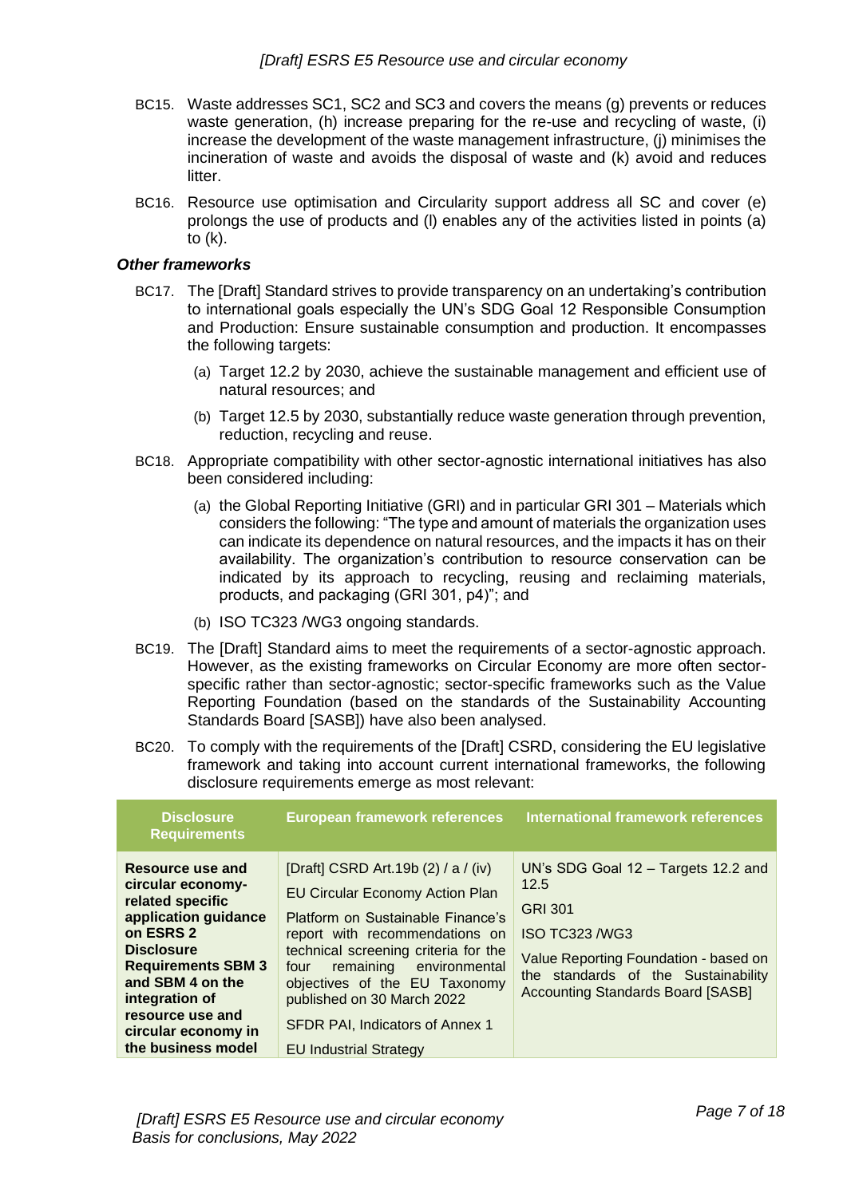BC15. Waste addresses SC1, SC2 and SC3 and covers the means (g) prevents or reduces waste generation, (h) increase preparing for the re-use and recycling of waste, (i) increase the development of the waste management infrastructure, (j) minimises the incineration of waste and avoids the disposal of waste and (k) avoid and reduces litter.

BC16. Resource use optimisation and Circularity support address all SC and cover (e) prolongs the use of products and (l) enables any of the activities listed in points (a) to (k).

***Other frameworks***

BC17. The [Draft] Standard strives to provide transparency on an undertaking's contribution to international goals especially the UN's SDG Goal 12 Responsible Consumption and Production: Ensure sustainable consumption and production. It encompasses the following targets:

(a) Target 12.2 by 2030, achieve the sustainable management and efficient use of natural resources; and

(b) Target 12.5 by 2030, substantially reduce waste generation through prevention, reduction, recycling and reuse.

BC18. Appropriate compatibility with other sector-agnostic international initiatives has also been considered including:

(a) the Global Reporting Initiative (GRI) and in particular GRI 301 – Materials which considers the following: "The type and amount of materials the organization uses can indicate its dependence on natural resources, and the impacts it has on their availability. The organization's contribution to resource conservation can be indicated by its approach to recycling, reusing and reclaiming materials, products, and packaging (GRI 301, p4)"; and

(b) ISO TC323 /WG3 ongoing standards.

BC19. The [Draft] Standard aims to meet the requirements of a sector-agnostic approach. However, as the existing frameworks on Circular Economy are more often sector-specific rather than sector-agnostic; sector-specific frameworks such as the Value Reporting Foundation (based on the standards of the Sustainability Accounting Standards Board [SASB]) have also been analysed.

BC20. To comply with the requirements of the [Draft] CSRD, considering the EU legislative framework and taking into account current international frameworks, the following disclosure requirements emerge as most relevant:

| Disclosure Requirements | European framework references | International framework references |
|---|---|---|
| **Resource use and circular economy-related specific application guidance on ESRS 2 Disclosure Requirements SBM 3 and SBM 4 on the integration of resource use and circular economy in the business model** | [Draft] CSRD Art.19b (2) / a / (iv)<br>EU Circular Economy Action Plan<br>Platform on Sustainable Finance's report with recommendations on technical screening criteria for the four remaining environmental objectives of the EU Taxonomy published on 30 March 2022<br>SFDR PAI, Indicators of Annex 1<br>EU Industrial Strategy | UN's SDG Goal 12 – Targets 12.2 and 12.5<br>GRI 301<br>ISO TC323 /WG3<br>Value Reporting Foundation - based on the standards of the Sustainability Accounting Standards Board [SASB] |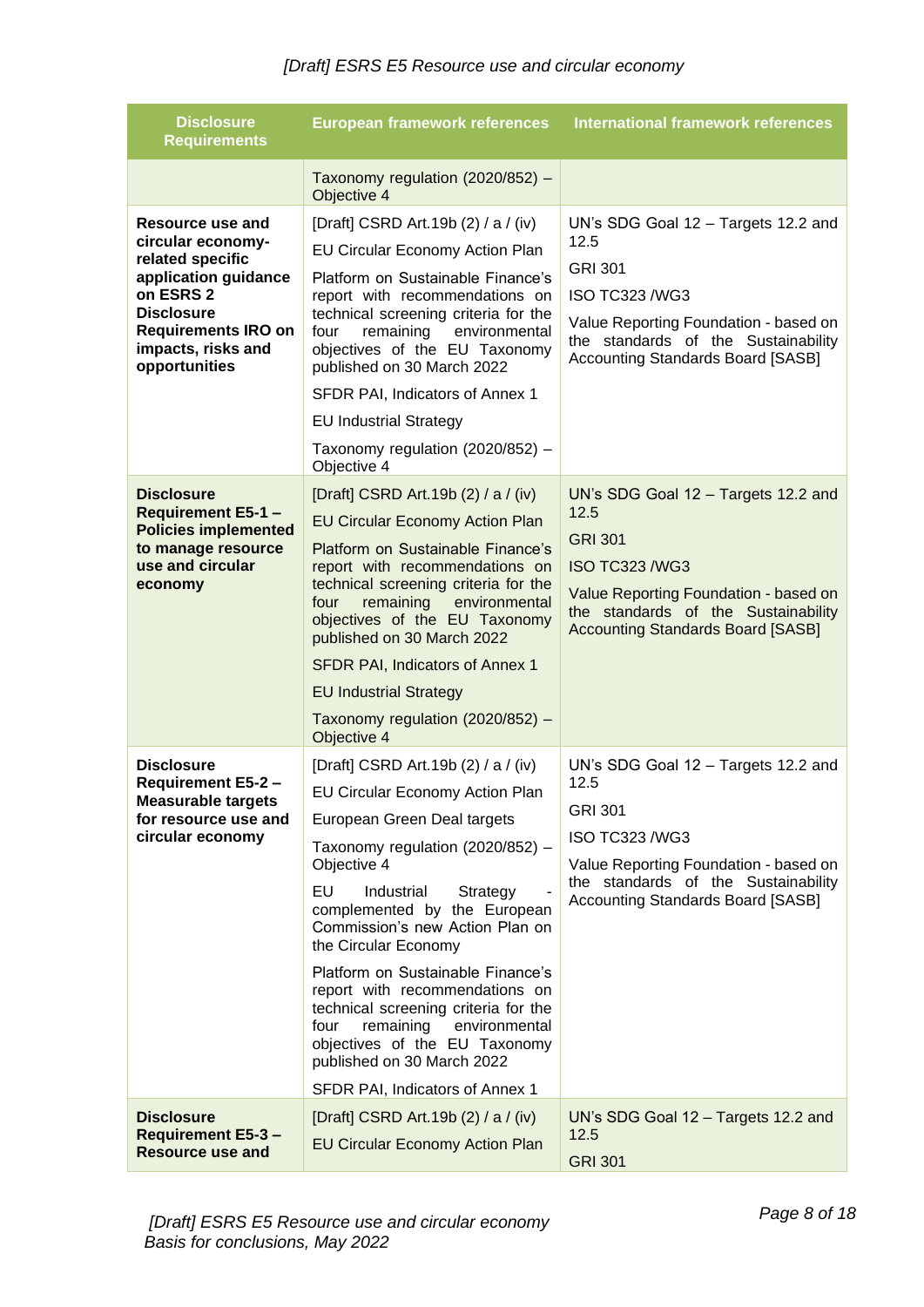| Disclosure Requirements | European framework references | International framework references |
|---|---|---|
| | Taxonomy regulation (2020/852) – Objective 4 | |
| **Resource use and circular economy-related specific application guidance on ESRS 2 Disclosure Requirements IRO on impacts, risks and opportunities** | [Draft] CSRD Art.19b (2) / a / (iv)<br>EU Circular Economy Action Plan<br>Platform on Sustainable Finance's report with recommendations on technical screening criteria for the four remaining environmental objectives of the EU Taxonomy published on 30 March 2022<br>SFDR PAI, Indicators of Annex 1<br>EU Industrial Strategy<br>Taxonomy regulation (2020/852) – Objective 4 | UN's SDG Goal 12 – Targets 12.2 and 12.5<br>GRI 301<br>ISO TC323 /WG3<br>Value Reporting Foundation - based on the standards of the Sustainability Accounting Standards Board [SASB] |
| **Disclosure Requirement E5-1 – Policies implemented to manage resource use and circular economy** | [Draft] CSRD Art.19b (2) / a / (iv)<br>EU Circular Economy Action Plan<br>Platform on Sustainable Finance's report with recommendations on technical screening criteria for the four remaining environmental objectives of the EU Taxonomy published on 30 March 2022<br>SFDR PAI, Indicators of Annex 1<br>EU Industrial Strategy<br>Taxonomy regulation (2020/852) – Objective 4 | UN's SDG Goal 12 – Targets 12.2 and 12.5<br>GRI 301<br>ISO TC323 /WG3<br>Value Reporting Foundation - based on the standards of the Sustainability Accounting Standards Board [SASB] |
| **Disclosure Requirement E5-2 – Measurable targets for resource use and circular economy** | [Draft] CSRD Art.19b (2) / a / (iv)<br>EU Circular Economy Action Plan<br>European Green Deal targets<br>Taxonomy regulation (2020/852) – Objective 4<br>EU Industrial Strategy - complemented by the European Commission's new Action Plan on the Circular Economy<br>Platform on Sustainable Finance's report with recommendations on technical screening criteria for the four remaining environmental objectives of the EU Taxonomy published on 30 March 2022<br>SFDR PAI, Indicators of Annex 1 | UN's SDG Goal 12 – Targets 12.2 and 12.5<br>GRI 301<br>ISO TC323 /WG3<br>Value Reporting Foundation - based on the standards of the Sustainability Accounting Standards Board [SASB] |
| **Disclosure Requirement E5-3 – Resource use and** | [Draft] CSRD Art.19b (2) / a / (iv)<br>EU Circular Economy Action Plan | UN's SDG Goal 12 – Targets 12.2 and 12.5<br>GRI 301 |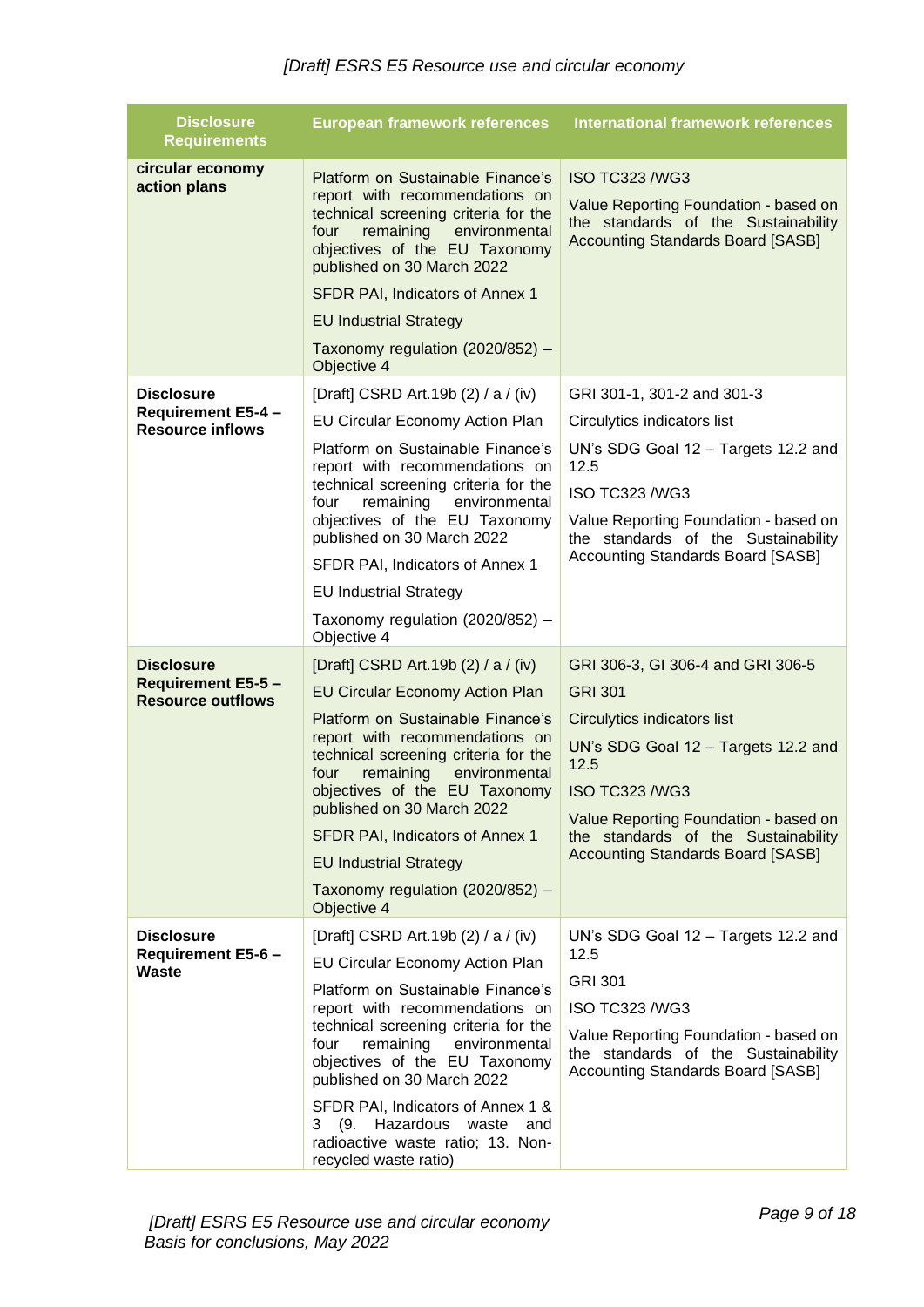| Disclosure Requirements | European framework references | International framework references |
|---|---|---|
| **circular economy action plans** | Platform on Sustainable Finance's report with recommendations on technical screening criteria for the four remaining environmental objectives of the EU Taxonomy published on 30 March 2022<br><br>SFDR PAI, Indicators of Annex 1<br><br>EU Industrial Strategy<br><br>Taxonomy regulation (2020/852) – Objective 4 | ISO TC323 /WG3<br><br>Value Reporting Foundation - based on the standards of the Sustainability Accounting Standards Board [SASB] |
| **Disclosure Requirement E5-4 – Resource inflows** | [Draft] CSRD Art.19b (2) / a / (iv)<br><br>EU Circular Economy Action Plan<br><br>Platform on Sustainable Finance's report with recommendations on technical screening criteria for the four remaining environmental objectives of the EU Taxonomy published on 30 March 2022<br><br>SFDR PAI, Indicators of Annex 1<br><br>EU Industrial Strategy<br><br>Taxonomy regulation (2020/852) – Objective 4 | GRI 301-1, 301-2 and 301-3<br><br>Circulytics indicators list<br><br>UN's SDG Goal 12 – Targets 12.2 and 12.5<br><br>ISO TC323 /WG3<br><br>Value Reporting Foundation - based on the standards of the Sustainability Accounting Standards Board [SASB] |
| **Disclosure Requirement E5-5 – Resource outflows** | [Draft] CSRD Art.19b (2) / a / (iv)<br><br>EU Circular Economy Action Plan<br><br>Platform on Sustainable Finance's report with recommendations on technical screening criteria for the four remaining environmental objectives of the EU Taxonomy published on 30 March 2022<br><br>SFDR PAI, Indicators of Annex 1<br><br>EU Industrial Strategy<br><br>Taxonomy regulation (2020/852) – Objective 4 | GRI 306-3, GI 306-4 and GRI 306-5<br><br>GRI 301<br><br>Circulytics indicators list<br><br>UN's SDG Goal 12 – Targets 12.2 and 12.5<br><br>ISO TC323 /WG3<br><br>Value Reporting Foundation - based on the standards of the Sustainability Accounting Standards Board [SASB] |
| **Disclosure Requirement E5-6 – Waste** | [Draft] CSRD Art.19b (2) / a / (iv)<br><br>EU Circular Economy Action Plan<br><br>Platform on Sustainable Finance's report with recommendations on technical screening criteria for the four remaining environmental objectives of the EU Taxonomy published on 30 March 2022<br><br>SFDR PAI, Indicators of Annex 1 & 3 (9. Hazardous waste and radioactive waste ratio; 13. Non-recycled waste ratio) | UN's SDG Goal 12 – Targets 12.2 and 12.5<br><br>GRI 301<br><br>ISO TC323 /WG3<br><br>Value Reporting Foundation - based on the standards of the Sustainability Accounting Standards Board [SASB] |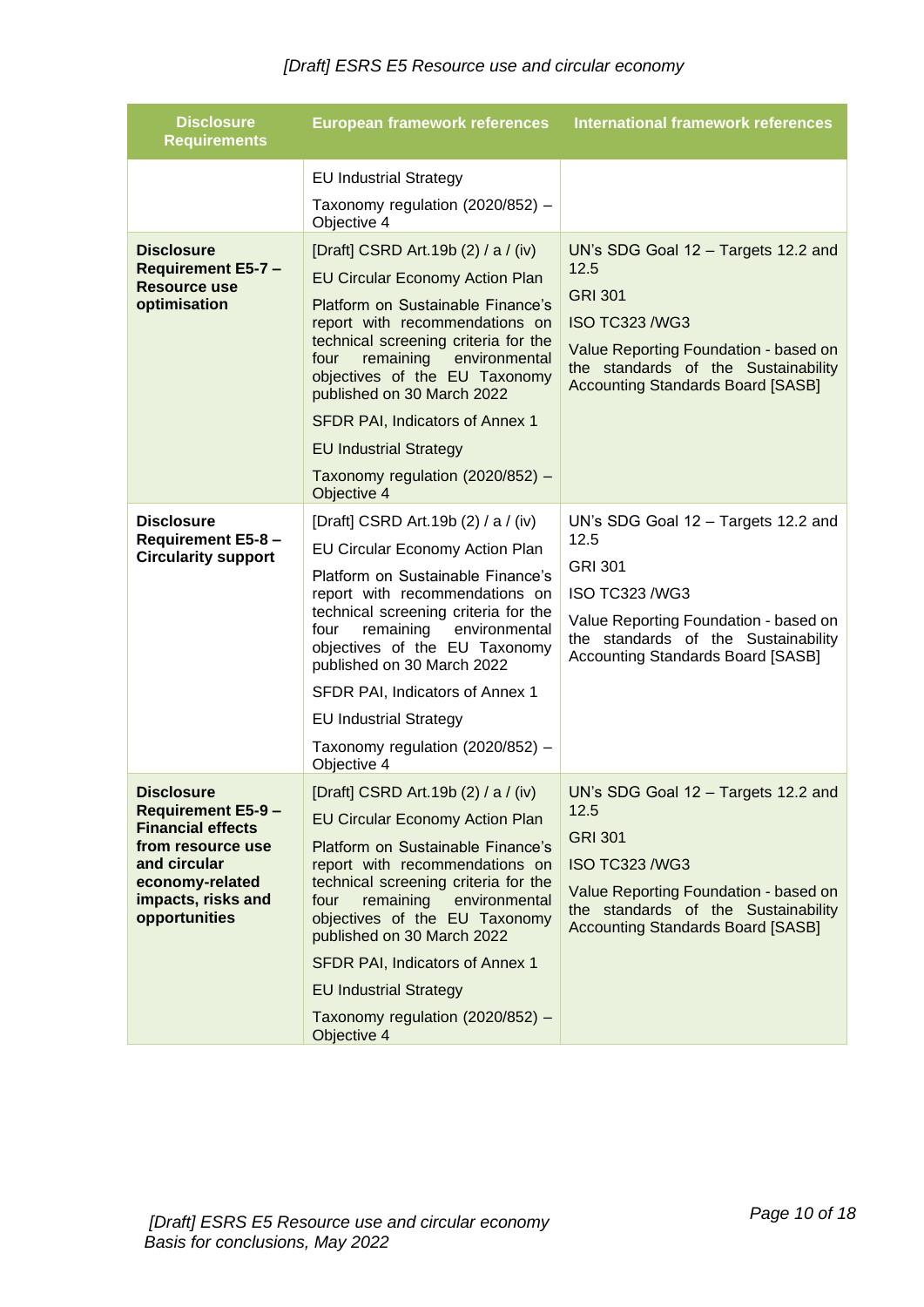| Disclosure Requirements | European framework references | International framework references |
|---|---|---|
| | EU Industrial Strategy<br>Taxonomy regulation (2020/852) – Objective 4 | |
| **Disclosure Requirement E5-7 – Resource use optimisation** | [Draft] CSRD Art.19b (2) / a / (iv)<br>EU Circular Economy Action Plan<br>Platform on Sustainable Finance's report with recommendations on technical screening criteria for the four remaining environmental objectives of the EU Taxonomy published on 30 March 2022<br>SFDR PAI, Indicators of Annex 1<br>EU Industrial Strategy<br>Taxonomy regulation (2020/852) – Objective 4 | UN's SDG Goal 12 – Targets 12.2 and 12.5<br>GRI 301<br>ISO TC323 /WG3<br>Value Reporting Foundation - based on the standards of the Sustainability Accounting Standards Board [SASB] |
| **Disclosure Requirement E5-8 – Circularity support** | [Draft] CSRD Art.19b (2) / a / (iv)<br>EU Circular Economy Action Plan<br>Platform on Sustainable Finance's report with recommendations on technical screening criteria for the four remaining environmental objectives of the EU Taxonomy published on 30 March 2022<br>SFDR PAI, Indicators of Annex 1<br>EU Industrial Strategy<br>Taxonomy regulation (2020/852) – Objective 4 | UN's SDG Goal 12 – Targets 12.2 and 12.5<br>GRI 301<br>ISO TC323 /WG3<br>Value Reporting Foundation - based on the standards of the Sustainability Accounting Standards Board [SASB] |
| **Disclosure Requirement E5-9 – Financial effects from resource use and circular economy-related impacts, risks and opportunities** | [Draft] CSRD Art.19b (2) / a / (iv)<br>EU Circular Economy Action Plan<br>Platform on Sustainable Finance's report with recommendations on technical screening criteria for the four remaining environmental objectives of the EU Taxonomy published on 30 March 2022<br>SFDR PAI, Indicators of Annex 1<br>EU Industrial Strategy<br>Taxonomy regulation (2020/852) – Objective 4 | UN's SDG Goal 12 – Targets 12.2 and 12.5<br>GRI 301<br>ISO TC323 /WG3<br>Value Reporting Foundation - based on the standards of the Sustainability Accounting Standards Board [SASB] |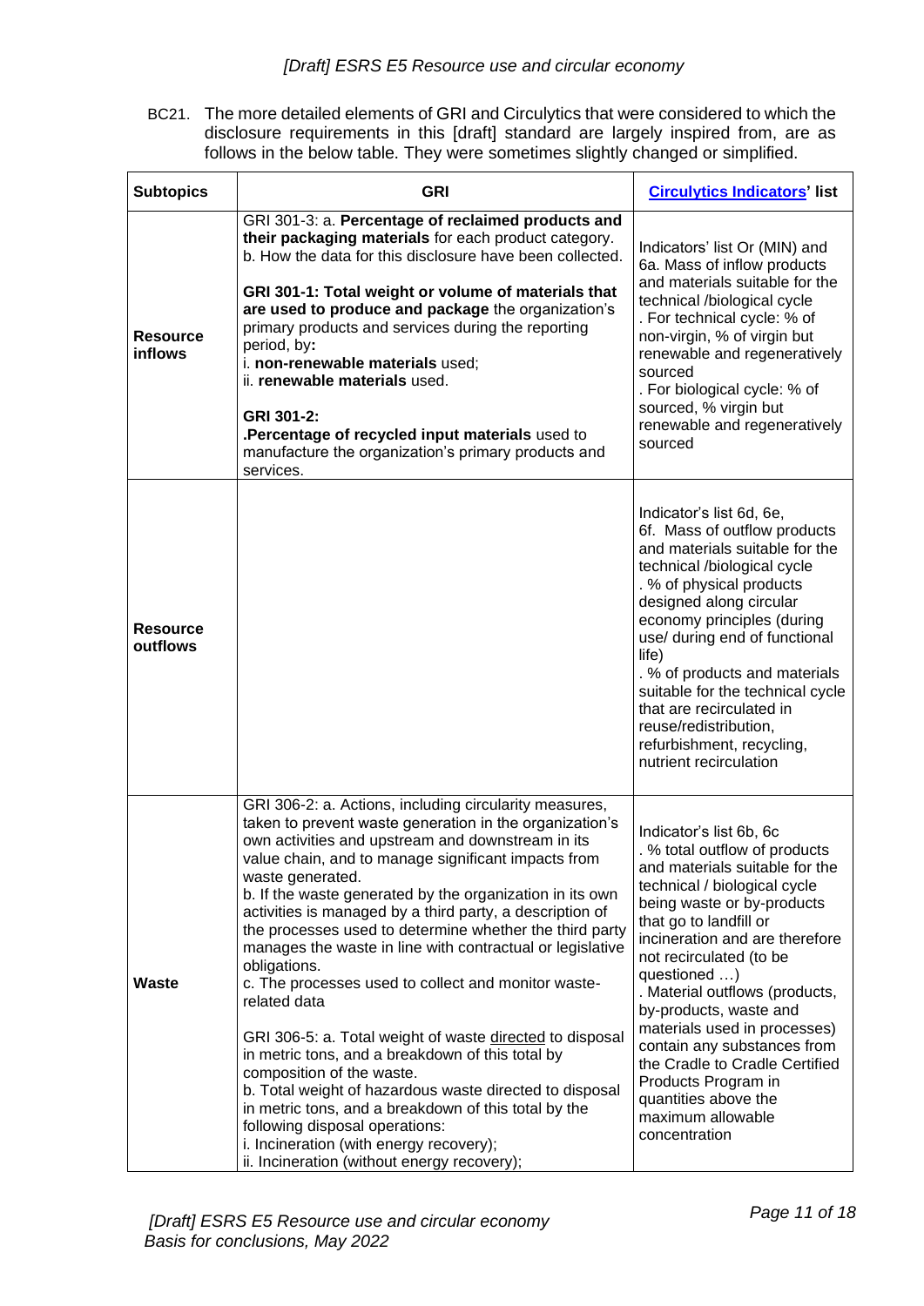BC21. The more detailed elements of GRI and Circulytics that were considered to which the disclosure requirements in this [draft] standard are largely inspired from, are as follows in the below table. They were sometimes slightly changed or simplified.

| Subtopics | GRI | Circulytics Indicators' list |
|---|---|---|
| **Resource inflows** | GRI 301-3: a. **Percentage of reclaimed products and their packaging materials** for each product category.<br>b. How the data for this disclosure have been collected.<br><br>**GRI 301-1: Total weight or volume of materials that are used to produce and package** the organization's primary products and services during the reporting period, by**:**<br>i. **non-renewable materials** used;<br>ii. **renewable materials** used.<br><br>**GRI 301-2:**<br>**.Percentage of recycled input materials** used to manufacture the organization's primary products and services. | Indicators' list Or (MIN) and 6a. Mass of inflow products and materials suitable for the technical /biological cycle<br>. For technical cycle: % of non-virgin, % of virgin but renewable and regeneratively sourced<br>. For biological cycle: % of sourced, % virgin but renewable and regeneratively sourced |
| **Resource outflows** | | Indicator's list 6d, 6e, 6f. Mass of outflow products and materials suitable for the technical /biological cycle<br>. % of physical products designed along circular economy principles (during use/ during end of functional life)<br>. % of products and materials suitable for the technical cycle that are recirculated in reuse/redistribution, refurbishment, recycling, nutrient recirculation |
| **Waste** | GRI 306-2: a. Actions, including circularity measures, taken to prevent waste generation in the organization's own activities and upstream and downstream in its value chain, and to manage significant impacts from waste generated.<br>b. If the waste generated by the organization in its own activities is managed by a third party, a description of the processes used to determine whether the third party manages the waste in line with contractual or legislative obligations.<br>c. The processes used to collect and monitor waste-related data<br><br>GRI 306-5: a. Total weight of waste directed to disposal in metric tons, and a breakdown of this total by composition of the waste.<br>b. Total weight of hazardous waste directed to disposal in metric tons, and a breakdown of this total by the following disposal operations:<br>i. Incineration (with energy recovery);<br>ii. Incineration (without energy recovery); | Indicator's list 6b, 6c<br>. % total outflow of products and materials suitable for the technical / biological cycle being waste or by-products that go to landfill or incineration and are therefore not recirculated (to be questioned …)<br>. Material outflows (products, by-products, waste and materials used in processes) contain any substances from the Cradle to Cradle Certified Products Program in quantities above the maximum allowable concentration |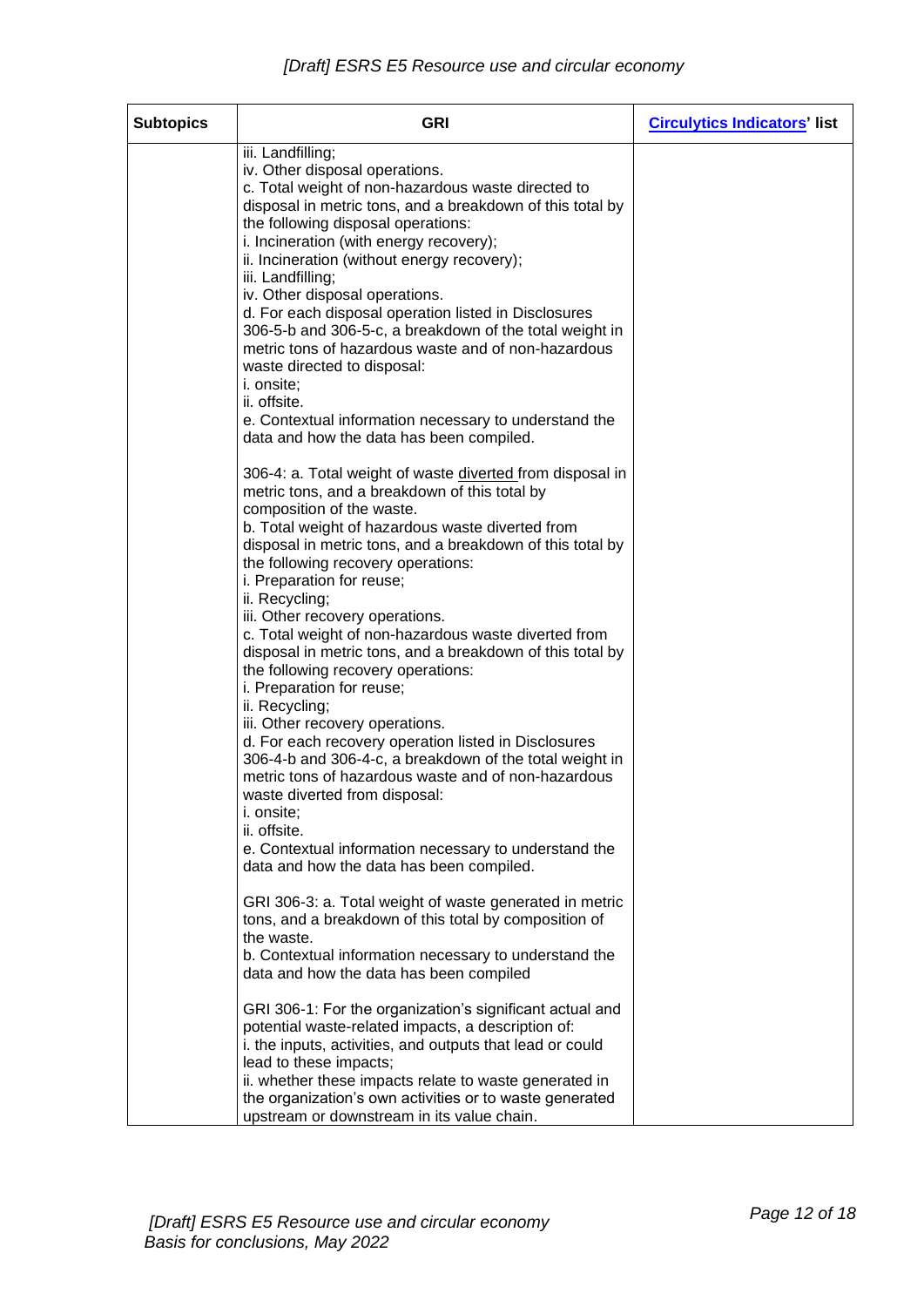| Subtopics | GRI | Circulytics Indicators' list |
|---|---|---|
| | iii. Landfilling;<br>iv. Other disposal operations.<br>c. Total weight of non-hazardous waste directed to disposal in metric tons, and a breakdown of this total by the following disposal operations:<br>i. Incineration (with energy recovery);<br>ii. Incineration (without energy recovery);<br>iii. Landfilling;<br>iv. Other disposal operations.<br>d. For each disposal operation listed in Disclosures 306-5-b and 306-5-c, a breakdown of the total weight in metric tons of hazardous waste and of non-hazardous waste directed to disposal:<br>i. onsite;<br>ii. offsite.<br>e. Contextual information necessary to understand the data and how the data has been compiled.<br><br>306-4: a. Total weight of waste diverted from disposal in metric tons, and a breakdown of this total by composition of the waste.<br>b. Total weight of hazardous waste diverted from disposal in metric tons, and a breakdown of this total by the following recovery operations:<br>i. Preparation for reuse;<br>ii. Recycling;<br>iii. Other recovery operations.<br>c. Total weight of non-hazardous waste diverted from disposal in metric tons, and a breakdown of this total by the following recovery operations:<br>i. Preparation for reuse;<br>ii. Recycling;<br>iii. Other recovery operations.<br>d. For each recovery operation listed in Disclosures 306-4-b and 306-4-c, a breakdown of the total weight in metric tons of hazardous waste and of non-hazardous waste diverted from disposal:<br>i. onsite;<br>ii. offsite.<br>e. Contextual information necessary to understand the data and how the data has been compiled.<br><br>GRI 306-3: a. Total weight of waste generated in metric tons, and a breakdown of this total by composition of the waste.<br>b. Contextual information necessary to understand the data and how the data has been compiled<br><br>GRI 306-1: For the organization's significant actual and potential waste-related impacts, a description of:<br>i. the inputs, activities, and outputs that lead or could lead to these impacts;<br>ii. whether these impacts relate to waste generated in the organization's own activities or to waste generated upstream or downstream in its value chain. | |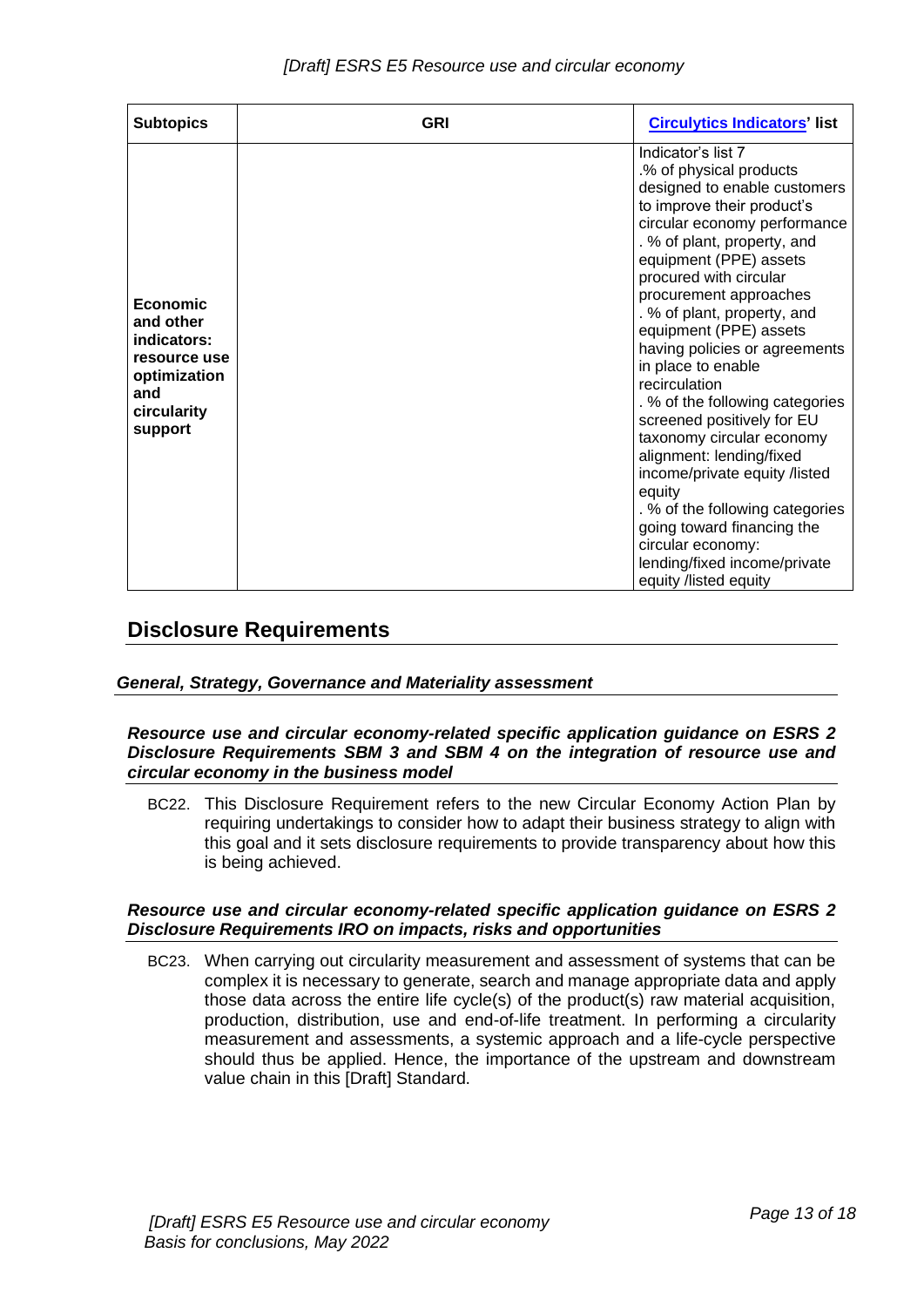| Subtopics | GRI | Circulytics Indicators' list |
|---|---|---|
| **Economic and other indicators: resource use optimization and circularity support** | | Indicator's list 7 .% of physical products designed to enable customers to improve their product's circular economy performance . % of plant, property, and equipment (PPE) assets procured with circular procurement approaches . % of plant, property, and equipment (PPE) assets having policies or agreements in place to enable recirculation . % of the following categories screened positively for EU taxonomy circular economy alignment: lending/fixed income/private equity /listed equity . % of the following categories going toward financing the circular economy: lending/fixed income/private equity /listed equity |

## Disclosure Requirements

### *General, Strategy, Governance and Materiality assessment*

#### *Resource use and circular economy-related specific application guidance on ESRS 2 Disclosure Requirements SBM 3 and SBM 4 on the integration of resource use and circular economy in the business model*

BC22. This Disclosure Requirement refers to the new Circular Economy Action Plan by requiring undertakings to consider how to adapt their business strategy to align with this goal and it sets disclosure requirements to provide transparency about how this is being achieved.

#### *Resource use and circular economy-related specific application guidance on ESRS 2 Disclosure Requirements IRO on impacts, risks and opportunities*

BC23. When carrying out circularity measurement and assessment of systems that can be complex it is necessary to generate, search and manage appropriate data and apply those data across the entire life cycle(s) of the product(s) raw material acquisition, production, distribution, use and end-of-life treatment. In performing a circularity measurement and assessments, a systemic approach and a life-cycle perspective should thus be applied. Hence, the importance of the upstream and downstream value chain in this [Draft] Standard.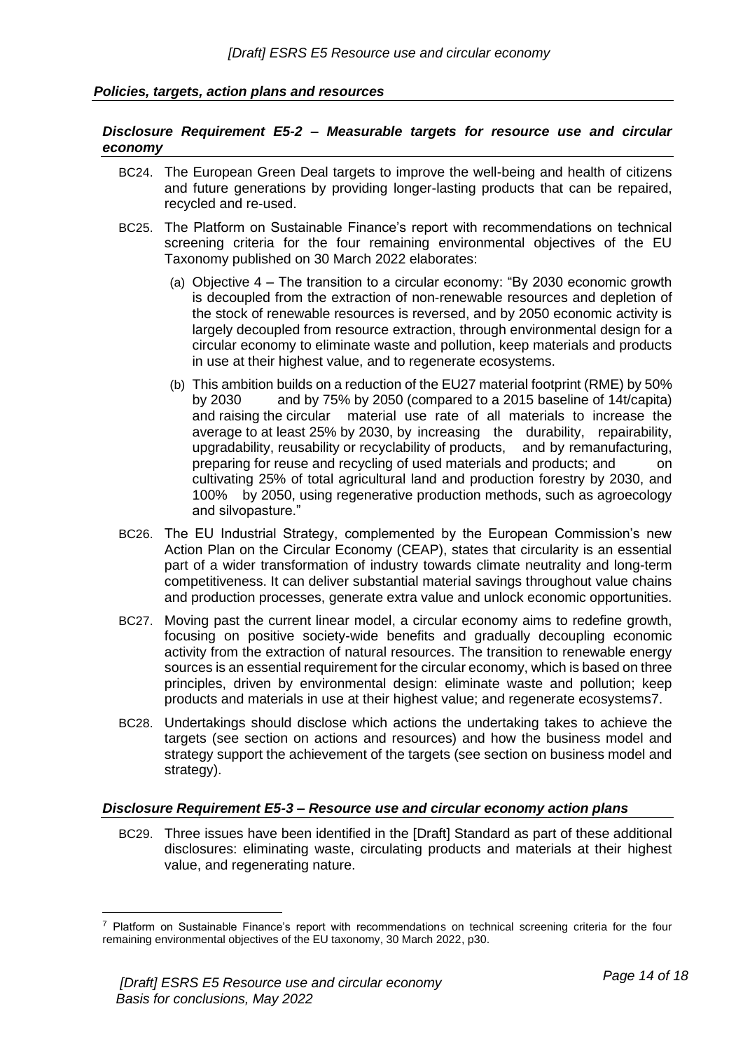### *Policies, targets, action plans and resources*

#### *Disclosure Requirement E5-2 – Measurable targets for resource use and circular economy*

BC24. The European Green Deal targets to improve the well-being and health of citizens and future generations by providing longer-lasting products that can be repaired, recycled and re-used.

BC25. The Platform on Sustainable Finance's report with recommendations on technical screening criteria for the four remaining environmental objectives of the EU Taxonomy published on 30 March 2022 elaborates:

(a) Objective 4 – The transition to a circular economy: "By 2030 economic growth is decoupled from the extraction of non-renewable resources and depletion of the stock of renewable resources is reversed, and by 2050 economic activity is largely decoupled from resource extraction, through environmental design for a circular economy to eliminate waste and pollution, keep materials and products in use at their highest value, and to regenerate ecosystems.

(b) This ambition builds on a reduction of the EU27 material footprint (RME) by 50% by 2030 and by 75% by 2050 (compared to a 2015 baseline of 14t/capita) and raising the circular material use rate of all materials to increase the average to at least 25% by 2030, by increasing the durability, repairability, upgradability, reusability or recyclability of products, and by remanufacturing, preparing for reuse and recycling of used materials and products; and on cultivating 25% of total agricultural land and production forestry by 2030, and 100% by 2050, using regenerative production methods, such as agroecology and silvopasture."

BC26. The EU Industrial Strategy, complemented by the European Commission's new Action Plan on the Circular Economy (CEAP), states that circularity is an essential part of a wider transformation of industry towards climate neutrality and long-term competitiveness. It can deliver substantial material savings throughout value chains and production processes, generate extra value and unlock economic opportunities.

BC27. Moving past the current linear model, a circular economy aims to redefine growth, focusing on positive society-wide benefits and gradually decoupling economic activity from the extraction of natural resources. The transition to renewable energy sources is an essential requirement for the circular economy, which is based on three principles, driven by environmental design: eliminate waste and pollution; keep products and materials in use at their highest value; and regenerate ecosystems[7].

BC28. Undertakings should disclose which actions the undertaking takes to achieve the targets (see section on actions and resources) and how the business model and strategy support the achievement of the targets (see section on business model and strategy).

#### *Disclosure Requirement E5-3 – Resource use and circular economy action plans*

BC29. Three issues have been identified in the [Draft] Standard as part of these additional disclosures: eliminating waste, circulating products and materials at their highest value, and regenerating nature.

---

[7] Platform on Sustainable Finance's report with recommendations on technical screening criteria for the four remaining environmental objectives of the EU taxonomy, 30 March 2022, p30.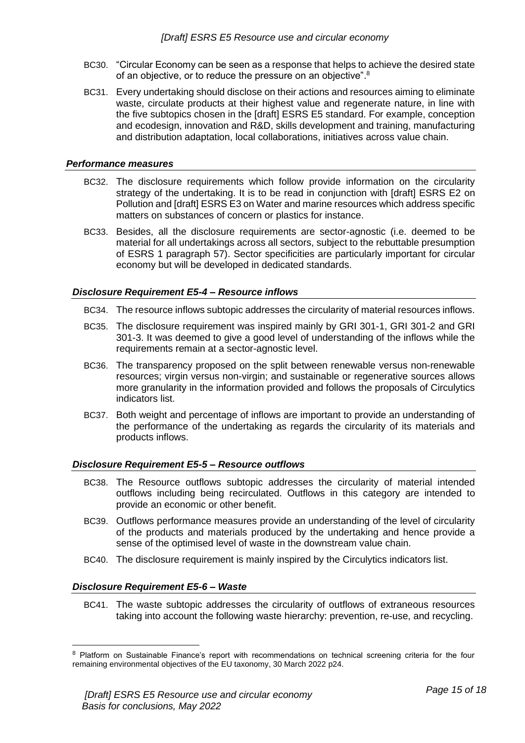BC30. "Circular Economy can be seen as a response that helps to achieve the desired state of an objective, or to reduce the pressure on an objective".[8]

BC31. Every undertaking should disclose on their actions and resources aiming to eliminate waste, circulate products at their highest value and regenerate nature, in line with the five subtopics chosen in the [draft] ESRS E5 standard. For example, conception and ecodesign, innovation and R&D, skills development and training, manufacturing and distribution adaptation, local collaborations, initiatives across value chain.

### *Performance measures*

BC32. The disclosure requirements which follow provide information on the circularity strategy of the undertaking. It is to be read in conjunction with [draft] ESRS E2 on Pollution and [draft] ESRS E3 on Water and marine resources which address specific matters on substances of concern or plastics for instance.

BC33. Besides, all the disclosure requirements are sector-agnostic (i.e. deemed to be material for all undertakings across all sectors, subject to the rebuttable presumption of ESRS 1 paragraph 57). Sector specificities are particularly important for circular economy but will be developed in dedicated standards.

### *Disclosure Requirement E5-4 – Resource inflows*

BC34. The resource inflows subtopic addresses the circularity of material resources inflows.

BC35. The disclosure requirement was inspired mainly by GRI 301-1, GRI 301-2 and GRI 301-3. It was deemed to give a good level of understanding of the inflows while the requirements remain at a sector-agnostic level.

BC36. The transparency proposed on the split between renewable versus non-renewable resources; virgin versus non-virgin; and sustainable or regenerative sources allows more granularity in the information provided and follows the proposals of Circulytics indicators list.

BC37. Both weight and percentage of inflows are important to provide an understanding of the performance of the undertaking as regards the circularity of its materials and products inflows.

### *Disclosure Requirement E5-5 – Resource outflows*

BC38. The Resource outflows subtopic addresses the circularity of material intended outflows including being recirculated. Outflows in this category are intended to provide an economic or other benefit.

BC39. Outflows performance measures provide an understanding of the level of circularity of the products and materials produced by the undertaking and hence provide a sense of the optimised level of waste in the downstream value chain.

BC40. The disclosure requirement is mainly inspired by the Circulytics indicators list.

### *Disclosure Requirement E5-6 – Waste*

BC41. The waste subtopic addresses the circularity of outflows of extraneous resources taking into account the following waste hierarchy: prevention, re-use, and recycling.

---

[8] Platform on Sustainable Finance's report with recommendations on technical screening criteria for the four remaining environmental objectives of the EU taxonomy, 30 March 2022 p24.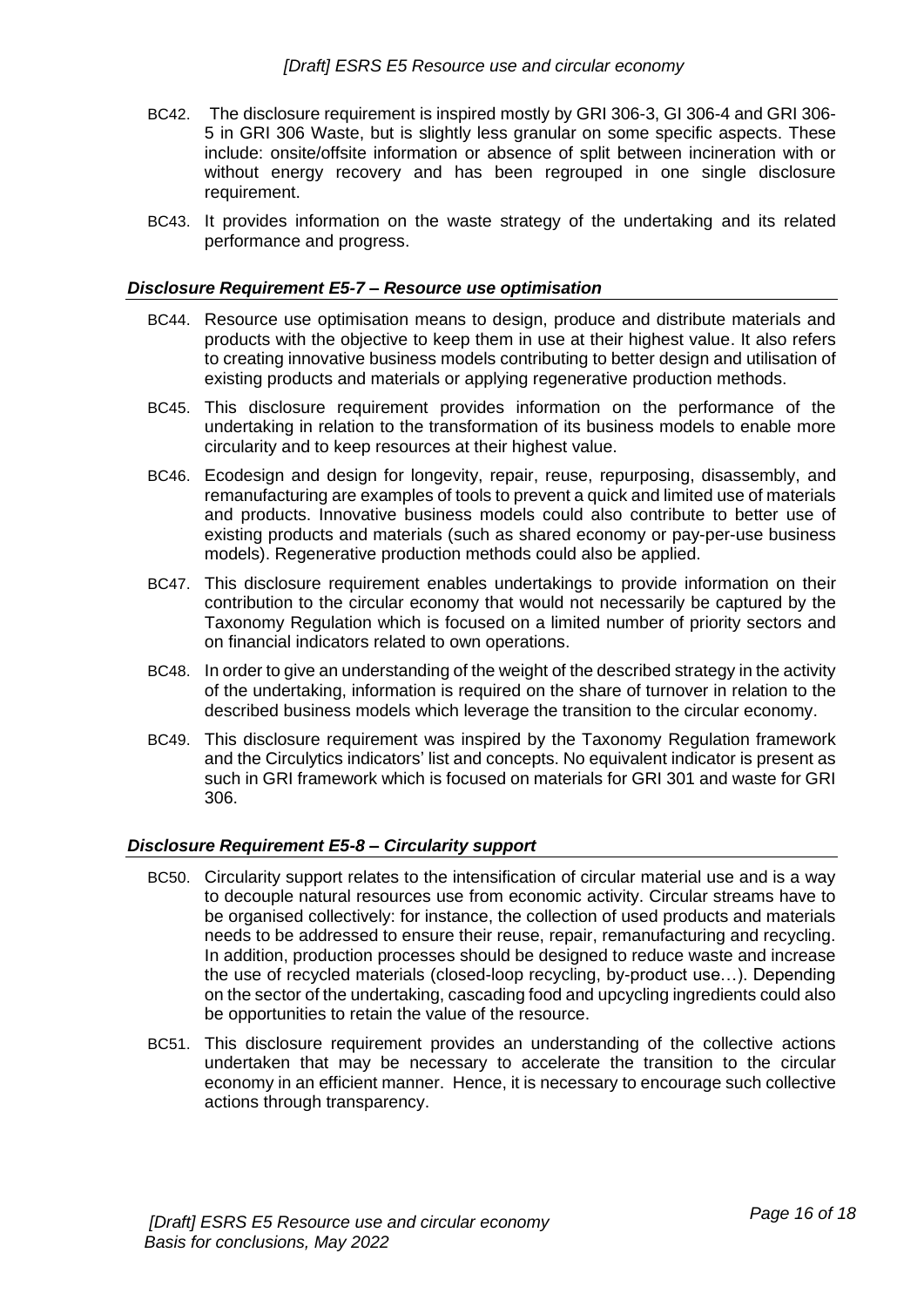BC42. The disclosure requirement is inspired mostly by GRI 306-3, GI 306-4 and GRI 306-5 in GRI 306 Waste, but is slightly less granular on some specific aspects. These include: onsite/offsite information or absence of split between incineration with or without energy recovery and has been regrouped in one single disclosure requirement.

BC43. It provides information on the waste strategy of the undertaking and its related performance and progress.

### *Disclosure Requirement E5-7 – Resource use optimisation*

BC44. Resource use optimisation means to design, produce and distribute materials and products with the objective to keep them in use at their highest value. It also refers to creating innovative business models contributing to better design and utilisation of existing products and materials or applying regenerative production methods.

BC45. This disclosure requirement provides information on the performance of the undertaking in relation to the transformation of its business models to enable more circularity and to keep resources at their highest value.

BC46. Ecodesign and design for longevity, repair, reuse, repurposing, disassembly, and remanufacturing are examples of tools to prevent a quick and limited use of materials and products. Innovative business models could also contribute to better use of existing products and materials (such as shared economy or pay-per-use business models). Regenerative production methods could also be applied.

BC47. This disclosure requirement enables undertakings to provide information on their contribution to the circular economy that would not necessarily be captured by the Taxonomy Regulation which is focused on a limited number of priority sectors and on financial indicators related to own operations.

BC48. In order to give an understanding of the weight of the described strategy in the activity of the undertaking, information is required on the share of turnover in relation to the described business models which leverage the transition to the circular economy.

BC49. This disclosure requirement was inspired by the Taxonomy Regulation framework and the Circulytics indicators' list and concepts. No equivalent indicator is present as such in GRI framework which is focused on materials for GRI 301 and waste for GRI 306.

### *Disclosure Requirement E5-8 – Circularity support*

BC50. Circularity support relates to the intensification of circular material use and is a way to decouple natural resources use from economic activity. Circular streams have to be organised collectively: for instance, the collection of used products and materials needs to be addressed to ensure their reuse, repair, remanufacturing and recycling. In addition, production processes should be designed to reduce waste and increase the use of recycled materials (closed-loop recycling, by-product use…). Depending on the sector of the undertaking, cascading food and upcycling ingredients could also be opportunities to retain the value of the resource.

BC51. This disclosure requirement provides an understanding of the collective actions undertaken that may be necessary to accelerate the transition to the circular economy in an efficient manner. Hence, it is necessary to encourage such collective actions through transparency.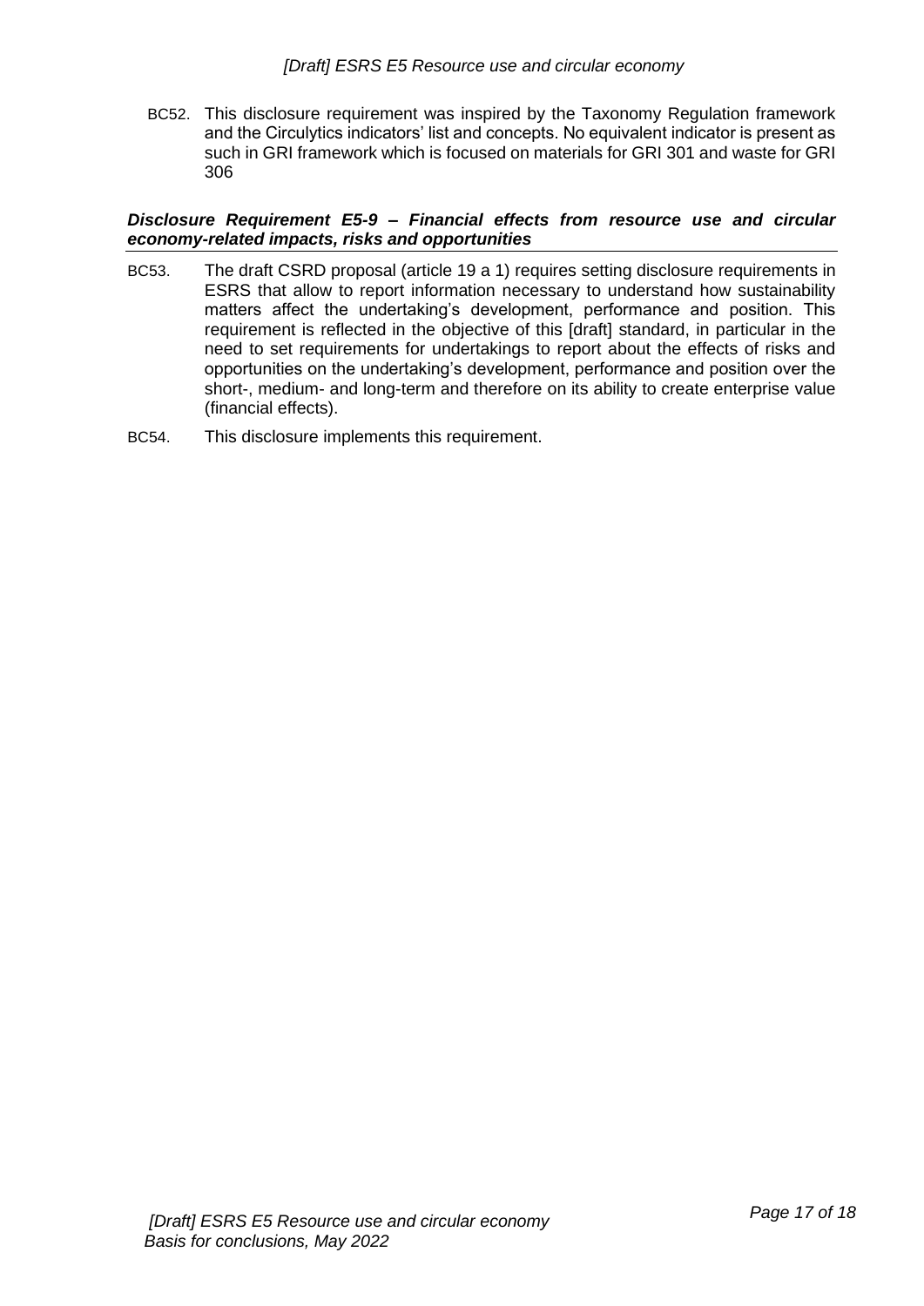BC52. This disclosure requirement was inspired by the Taxonomy Regulation framework and the Circulytics indicators' list and concepts. No equivalent indicator is present as such in GRI framework which is focused on materials for GRI 301 and waste for GRI 306

### *Disclosure Requirement E5-9 – Financial effects from resource use and circular economy-related impacts, risks and opportunities*

BC53. The draft CSRD proposal (article 19 a 1) requires setting disclosure requirements in ESRS that allow to report information necessary to understand how sustainability matters affect the undertaking's development, performance and position. This requirement is reflected in the objective of this [draft] standard, in particular in the need to set requirements for undertakings to report about the effects of risks and opportunities on the undertaking's development, performance and position over the short-, medium- and long-term and therefore on its ability to create enterprise value (financial effects).

BC54. This disclosure implements this requirement.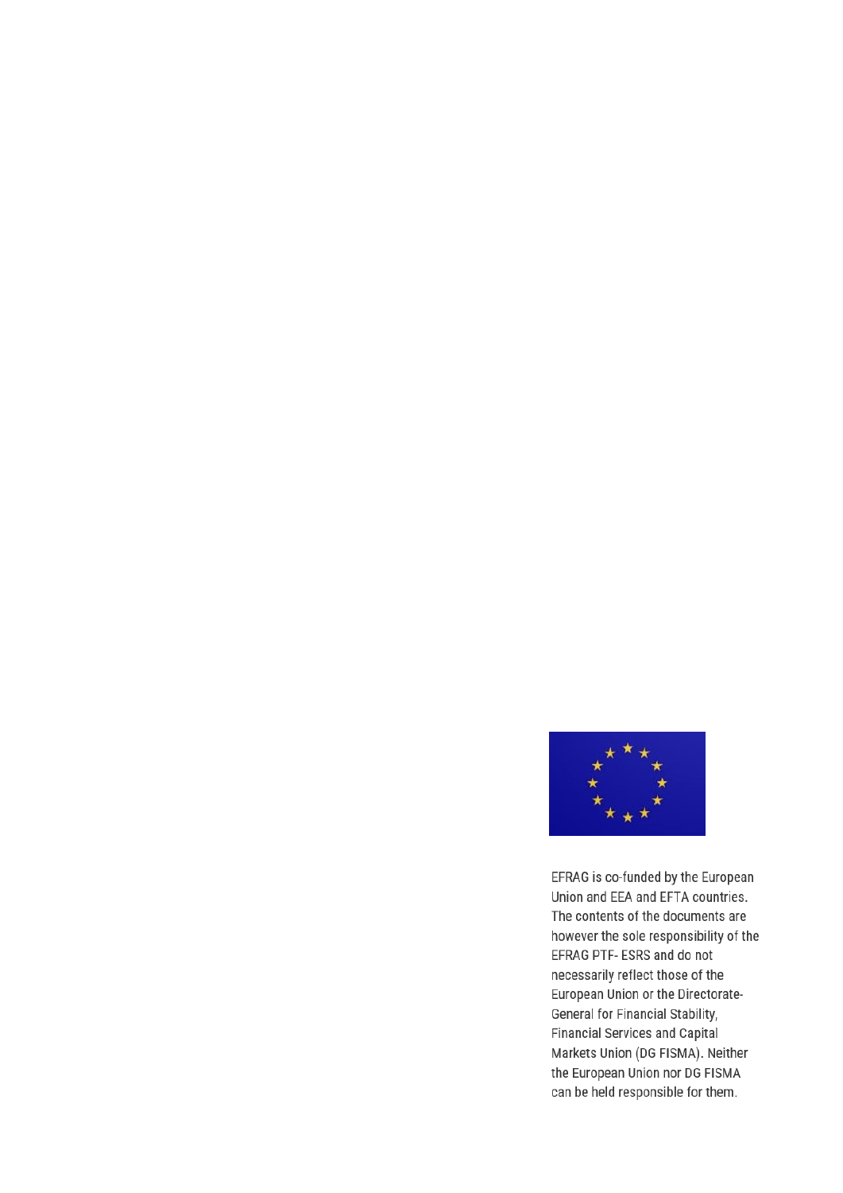EFRAG is co-funded by the European Union and EEA and EFTA countries. The contents of the documents are however the sole responsibility of the EFRAG PTF- ESRS and do not necessarily reflect those of the European Union or the Directorate-General for Financial Stability, Financial Services and Capital Markets Union (DG FISMA). Neither the European Union nor DG FISMA can be held responsible for them.